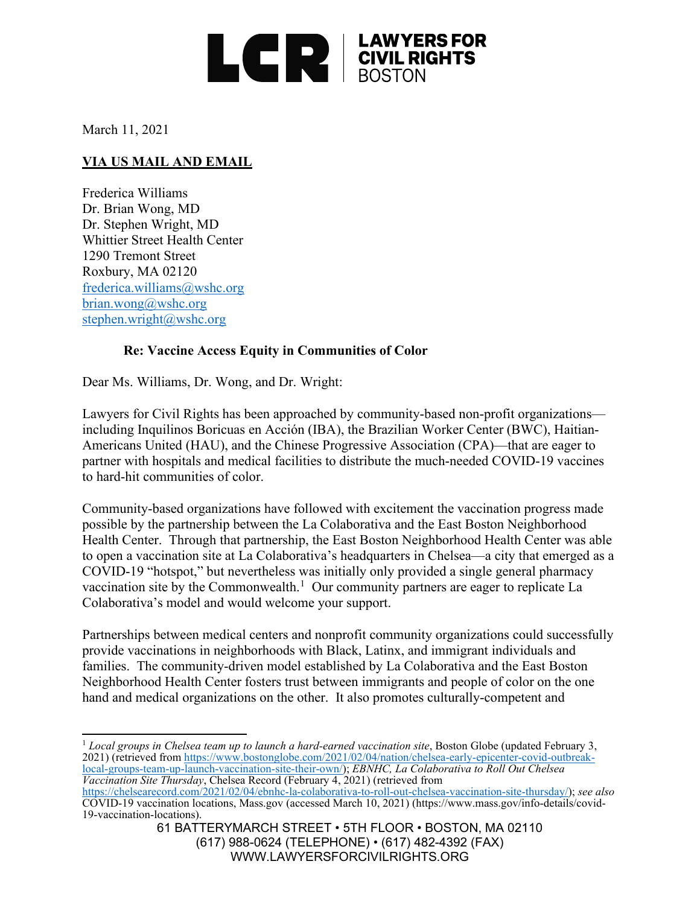**LCR | LAWYERS FOR CIVIL RIGHTS BOSTON**

March 11, 2021

**VIA US MAIL AND EMAIL**

Frederica Williams
Dr. Brian Wong, MD
Dr. Stephen Wright, MD
Whittier Street Health Center
1290 Tremont Street
Roxbury, MA 02120
frederica.williams@wshc.org
brian.wong@wshc.org
stephen.wright@wshc.org

**Re: Vaccine Access Equity in Communities of Color**

Dear Ms. Williams, Dr. Wong, and Dr. Wright:

Lawyers for Civil Rights has been approached by community-based non-profit organizations—including Inquilinos Boricuas en Acción (IBA), the Brazilian Worker Center (BWC), Haitian-Americans United (HAU), and the Chinese Progressive Association (CPA)—that are eager to partner with hospitals and medical facilities to distribute the much-needed COVID-19 vaccines to hard-hit communities of color.

Community-based organizations have followed with excitement the vaccination progress made possible by the partnership between the La Colaborativa and the East Boston Neighborhood Health Center. Through that partnership, the East Boston Neighborhood Health Center was able to open a vaccination site at La Colaborativa's headquarters in Chelsea—a city that emerged as a COVID-19 "hotspot," but nevertheless was initially only provided a single general pharmacy vaccination site by the Commonwealth.[1] Our community partners are eager to replicate La Colaborativa's model and would welcome your support.

Partnerships between medical centers and nonprofit community organizations could successfully provide vaccinations in neighborhoods with Black, Latinx, and immigrant individuals and families. The community-driven model established by La Colaborativa and the East Boston Neighborhood Health Center fosters trust between immigrants and people of color on the one hand and medical organizations on the other. It also promotes culturally-competent and

---

[1] *Local groups in Chelsea team up to launch a hard-earned vaccination site*, Boston Globe (updated February 3, 2021) (retrieved from https://www.bostonglobe.com/2021/02/04/nation/chelsea-early-epicenter-covid-outbreak-local-groups-team-up-launch-vaccination-site-their-own/); *EBNHC, La Colaborativa to Roll Out Chelsea Vaccination Site Thursday*, Chelsea Record (February 4, 2021) (retrieved from https://chelsearecord.com/2021/02/04/ebnhc-la-colaborativa-to-roll-out-chelsea-vaccination-site-thursday/); *see also* COVID-19 vaccination locations, Mass.gov (accessed March 10, 2021) (https://www.mass.gov/info-details/covid-19-vaccination-locations).

61 BATTERYMARCH STREET • 5TH FLOOR • BOSTON, MA 02110
(617) 988-0624 (TELEPHONE) • (617) 482-4392 (FAX)
WWW.LAWYERSFORCIVILRIGHTS.ORG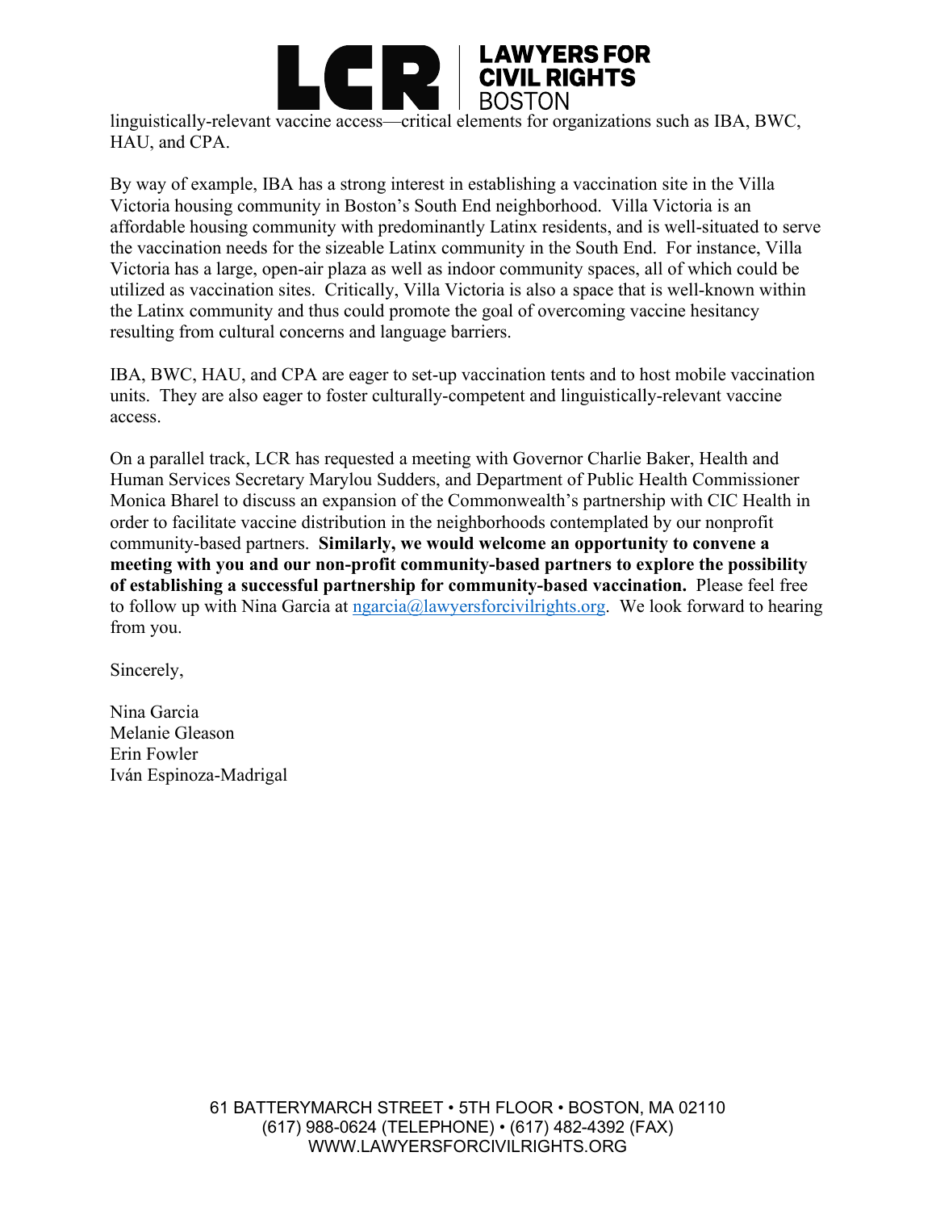linguistically-relevant vaccine access—critical elements for organizations such as IBA, BWC, HAU, and CPA.

By way of example, IBA has a strong interest in establishing a vaccination site in the Villa Victoria housing community in Boston's South End neighborhood. Villa Victoria is an affordable housing community with predominantly Latinx residents, and is well-situated to serve the vaccination needs for the sizeable Latinx community in the South End. For instance, Villa Victoria has a large, open-air plaza as well as indoor community spaces, all of which could be utilized as vaccination sites. Critically, Villa Victoria is also a space that is well-known within the Latinx community and thus could promote the goal of overcoming vaccine hesitancy resulting from cultural concerns and language barriers.

IBA, BWC, HAU, and CPA are eager to set-up vaccination tents and to host mobile vaccination units. They are also eager to foster culturally-competent and linguistically-relevant vaccine access.

On a parallel track, LCR has requested a meeting with Governor Charlie Baker, Health and Human Services Secretary Marylou Sudders, and Department of Public Health Commissioner Monica Bharel to discuss an expansion of the Commonwealth's partnership with CIC Health in order to facilitate vaccine distribution in the neighborhoods contemplated by our nonprofit community-based partners. **Similarly, we would welcome an opportunity to convene a meeting with you and our non-profit community-based partners to explore the possibility of establishing a successful partnership for community-based vaccination.** Please feel free to follow up with Nina Garcia at ngarcia@lawyersforcivilrights.org. We look forward to hearing from you.

Sincerely,

Nina Garcia
Melanie Gleason
Erin Fowler
Iván Espinoza-Madrigal